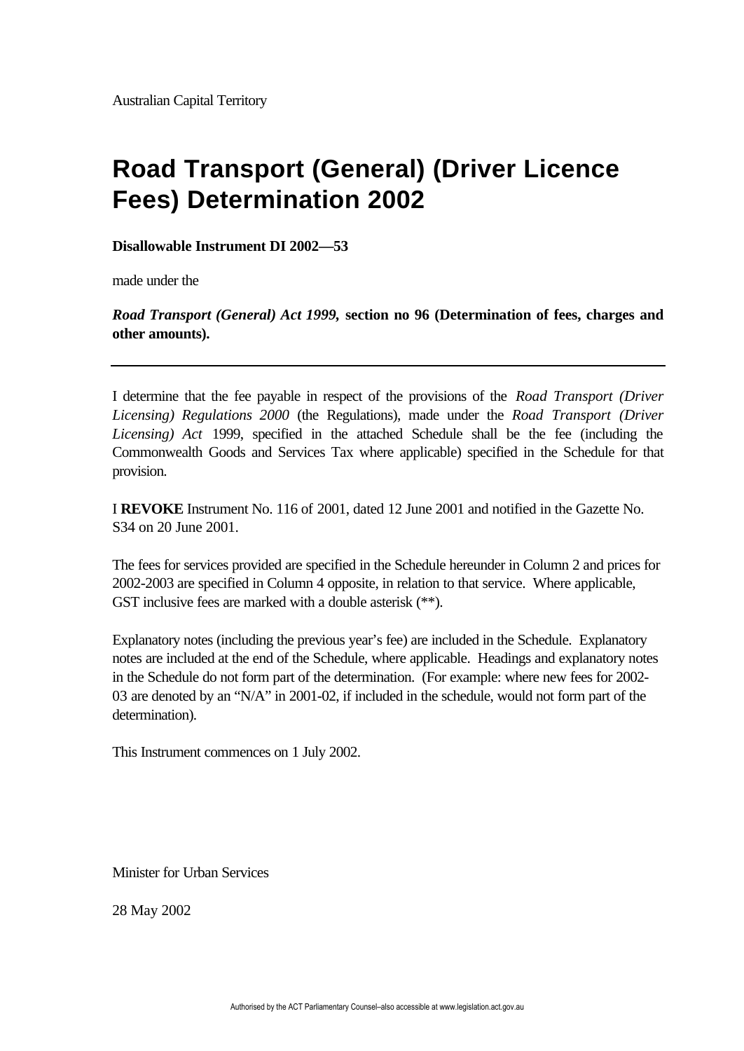Australian Capital Territory

# Road Transport (General) (Driver Licence Fees) Determination 2002

**Disallowable Instrument DI 2002—53**

made under the

***Road Transport (General) Act 1999,* section no 96 (Determination of fees, charges and other amounts).**

---

I determine that the fee payable in respect of the provisions of the *Road Transport (Driver Licensing) Regulations 2000* (the Regulations), made under the *Road Transport (Driver Licensing) Act* 1999, specified in the attached Schedule shall be the fee (including the Commonwealth Goods and Services Tax where applicable) specified in the Schedule for that provision.

I **REVOKE** Instrument No. 116 of 2001, dated 12 June 2001 and notified in the Gazette No. S34 on 20 June 2001.

The fees for services provided are specified in the Schedule hereunder in Column 2 and prices for 2002-2003 are specified in Column 4 opposite, in relation to that service. Where applicable, GST inclusive fees are marked with a double asterisk (**).

Explanatory notes (including the previous year's fee) are included in the Schedule. Explanatory notes are included at the end of the Schedule, where applicable. Headings and explanatory notes in the Schedule do not form part of the determination. (For example: where new fees for 2002-03 are denoted by an "N/A" in 2001-02, if included in the schedule, would not form part of the determination).

This Instrument commences on 1 July 2002.

Minister for Urban Services

28 May 2002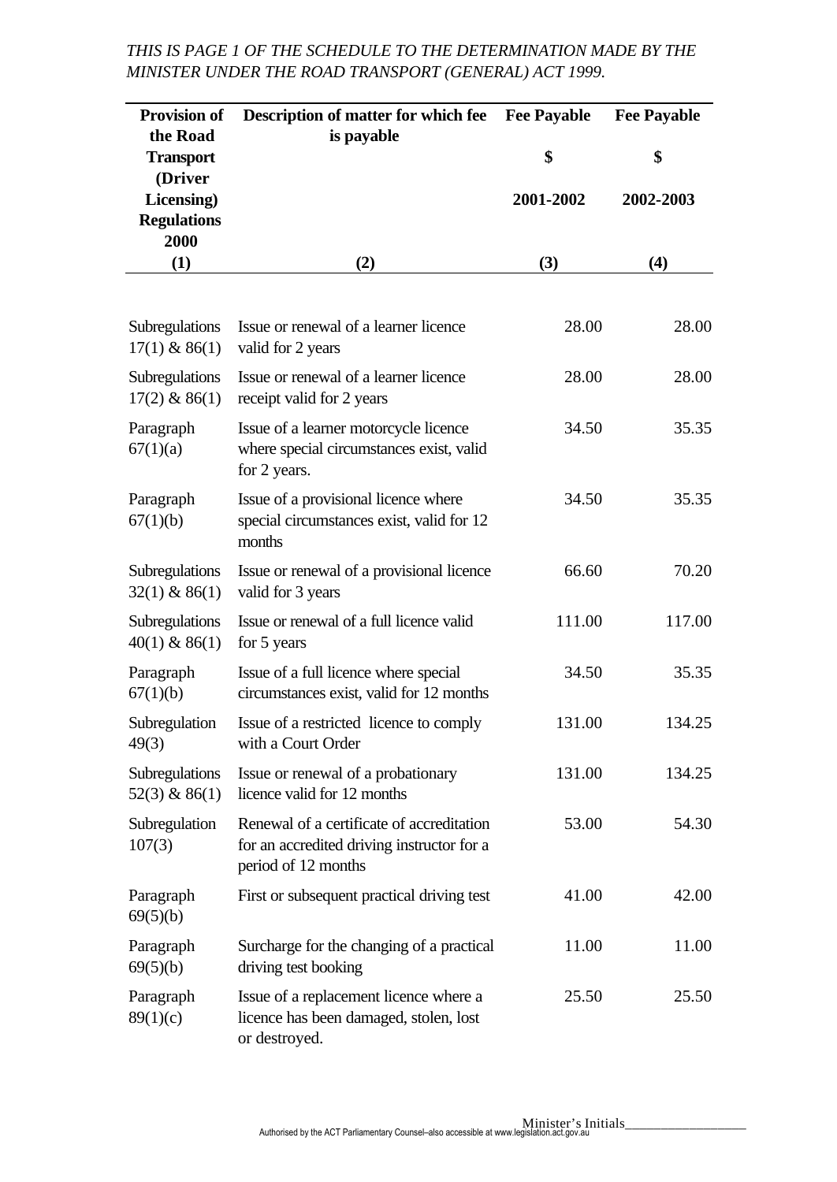*THIS IS PAGE 1 OF THE SCHEDULE TO THE DETERMINATION MADE BY THE MINISTER UNDER THE ROAD TRANSPORT (GENERAL) ACT 1999.*

| Provision of the Road Transport (Driver Licensing) Regulations 2000 | Description of matter for which fee is payable | Fee Payable $ 2001-2002 | Fee Payable $ 2002-2003 |
|---|---|---|---|
| (1) | (2) | (3) | (4) |
| Subregulations 17(1) & 86(1) | Issue or renewal of a learner licence valid for 2 years | 28.00 | 28.00 |
| Subregulations 17(2) & 86(1) | Issue or renewal of a learner licence receipt valid for 2 years | 28.00 | 28.00 |
| Paragraph 67(1)(a) | Issue of a learner motorcycle licence where special circumstances exist, valid for 2 years. | 34.50 | 35.35 |
| Paragraph 67(1)(b) | Issue of a provisional licence where special circumstances exist, valid for 12 months | 34.50 | 35.35 |
| Subregulations 32(1) & 86(1) | Issue or renewal of a provisional licence valid for 3 years | 66.60 | 70.20 |
| Subregulations 40(1) & 86(1) | Issue or renewal of a full licence valid for 5 years | 111.00 | 117.00 |
| Paragraph 67(1)(b) | Issue of a full licence where special circumstances exist, valid for 12 months | 34.50 | 35.35 |
| Subregulation 49(3) | Issue of a restricted licence to comply with a Court Order | 131.00 | 134.25 |
| Subregulations 52(3) & 86(1) | Issue or renewal of a probationary licence valid for 12 months | 131.00 | 134.25 |
| Subregulation 107(3) | Renewal of a certificate of accreditation for an accredited driving instructor for a period of 12 months | 53.00 | 54.30 |
| Paragraph 69(5)(b) | First or subsequent practical driving test | 41.00 | 42.00 |
| Paragraph 69(5)(b) | Surcharge for the changing of a practical driving test booking | 11.00 | 11.00 |
| Paragraph 89(1)(c) | Issue of a replacement licence where a licence has been damaged, stolen, lost or destroyed. | 25.50 | 25.50 |

Minister's Initials__________________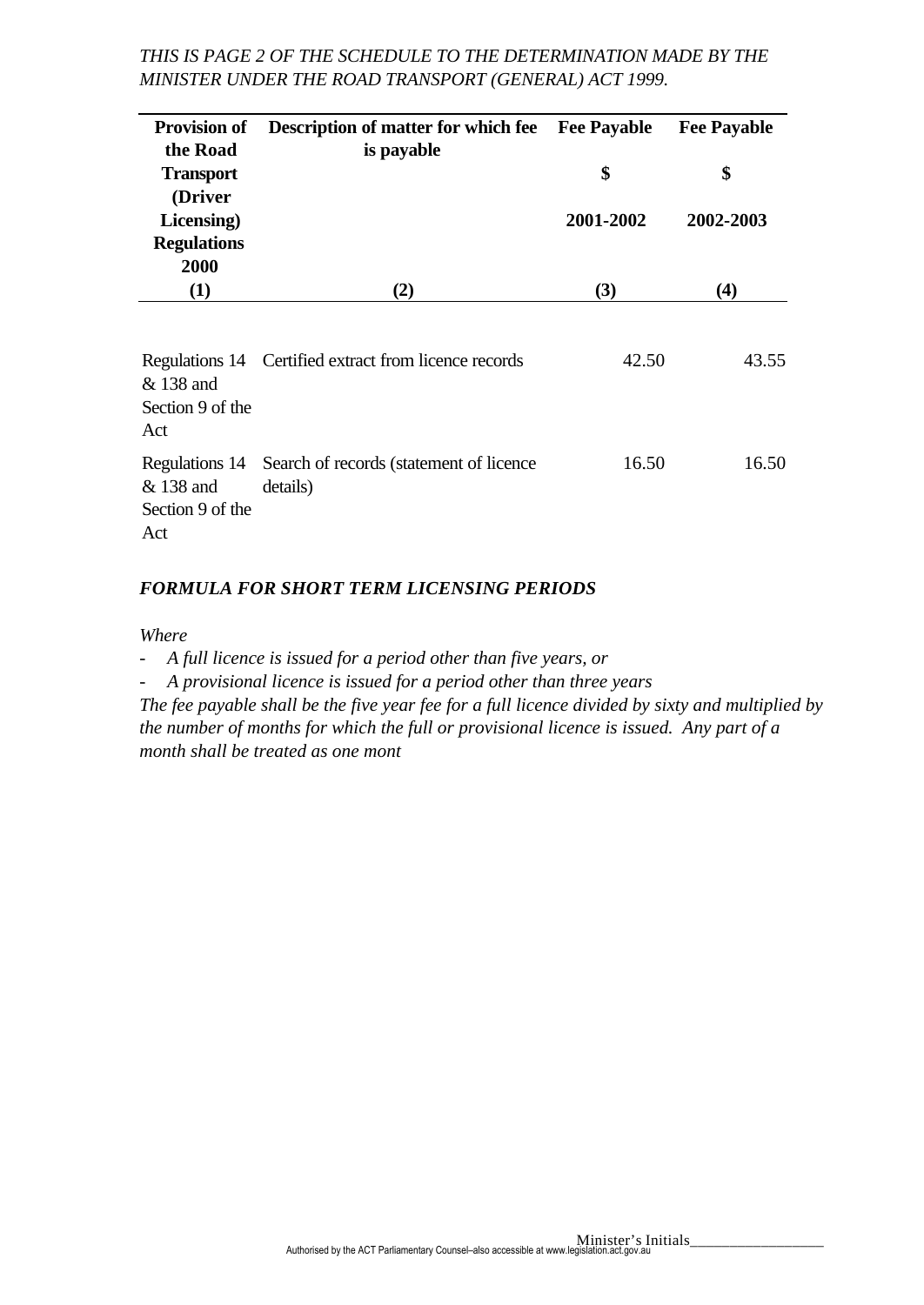*THIS IS PAGE 2 OF THE SCHEDULE TO THE DETERMINATION MADE BY THE MINISTER UNDER THE ROAD TRANSPORT (GENERAL) ACT 1999.*

| Provision of the Road Transport (Driver Licensing) Regulations 2000 | Description of matter for which fee is payable | Fee Payable $ 2001-2002 | Fee Payable $ 2002-2003 |
|---|---|---|---|
| (1) | (2) | (3) | (4) |
| Regulations 14 & 138 and Section 9 of the Act | Certified extract from licence records | 42.50 | 43.55 |
| Regulations 14 & 138 and Section 9 of the Act | Search of records (statement of licence details) | 16.50 | 16.50 |

***FORMULA FOR SHORT TERM LICENSING PERIODS***

*Where*

- *A full licence is issued for a period other than five years, or*
- *A provisional licence is issued for a period other than three years*

*The fee payable shall be the five year fee for a full licence divided by sixty and multiplied by the number of months for which the full or provisional licence is issued. Any part of a month shall be treated as one mont*

Minister's Initials__________________